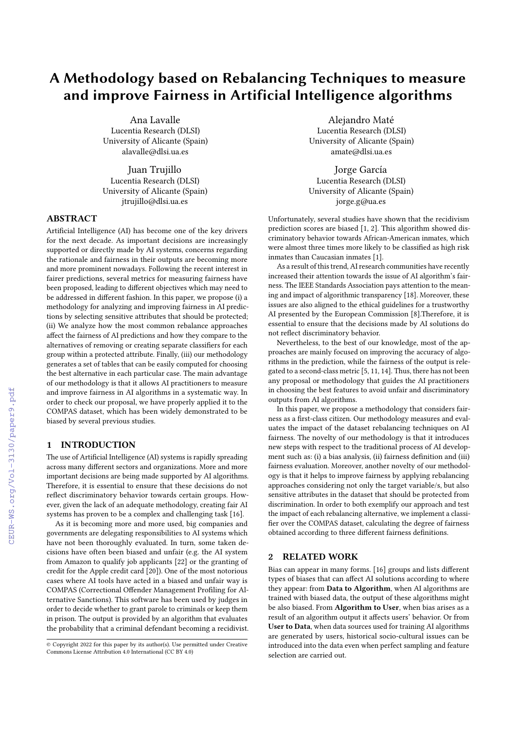# A Methodology based on Rebalancing Techniques to measure and improve Fairness in Artificial Intelligence algorithms

Ana Lavalle
Lucentia Research (DLSI)
University of Alicante (Spain)
alavalle@dlsi.ua.es

Alejandro Maté
Lucentia Research (DLSI)
University of Alicante (Spain)
amate@dlsi.ua.es

Juan Trujillo
Lucentia Research (DLSI)
University of Alicante (Spain)
jtrujillo@dlsi.ua.es

Jorge García
Lucentia Research (DLSI)
University of Alicante (Spain)
jorge.g@ua.es

## ABSTRACT

Artificial Intelligence (AI) has become one of the key drivers for the next decade. As important decisions are increasingly supported or directly made by AI systems, concerns regarding the rationale and fairness in their outputs are becoming more and more prominent nowadays. Following the recent interest in fairer predictions, several metrics for measuring fairness have been proposed, leading to different objectives which may need to be addressed in different fashion. In this paper, we propose (i) a methodology for analyzing and improving fairness in AI predictions by selecting sensitive attributes that should be protected; (ii) We analyze how the most common rebalance approaches affect the fairness of AI predictions and how they compare to the alternatives of removing or creating separate classifiers for each group within a protected attribute. Finally, (iii) our methodology generates a set of tables that can be easily computed for choosing the best alternative in each particular case. The main advantage of our methodology is that it allows AI practitioners to measure and improve fairness in AI algorithms in a systematic way. In order to check our proposal, we have properly applied it to the COMPAS dataset, which has been widely demonstrated to be biased by several previous studies.

## 1 INTRODUCTION

The use of Artificial Intelligence (AI) systems is rapidly spreading across many different sectors and organizations. More and more important decisions are being made supported by AI algorithms. Therefore, it is essential to ensure that these decisions do not reflect discriminatory behavior towards certain groups. However, given the lack of an adequate methodology, creating fair AI systems has proven to be a complex and challenging task [16].

As it is becoming more and more used, big companies and governments are delegating responsibilities to AI systems which have not been thoroughly evaluated. In turn, some taken decisions have often been biased and unfair (e.g. the AI system from Amazon to qualify job applicants [22] or the granting of credit for the Apple credit card [20]). One of the most notorious cases where AI tools have acted in a biased and unfair way is COMPAS (Correctional Offender Management Profiling for Alternative Sanctions). This software has been used by judges in order to decide whether to grant parole to criminals or keep them in prison. The output is provided by an algorithm that evaluates the probability that a criminal defendant becoming a recidivist. Unfortunately, several studies have shown that the recidivism prediction scores are biased [1, 2]. This algorithm showed discriminatory behavior towards African-American inmates, which were almost three times more likely to be classified as high risk inmates than Caucasian inmates [1].

As a result of this trend, AI research communities have recently increased their attention towards the issue of AI algorithm's fairness. The IEEE Standards Association pays attention to the meaning and impact of algorithmic transparency [18]. Moreover, these issues are also aligned to the ethical guidelines for a trustworthy AI presented by the European Commission [8].Therefore, it is essential to ensure that the decisions made by AI solutions do not reflect discriminatory behavior.

Nevertheless, to the best of our knowledge, most of the approaches are mainly focused on improving the accuracy of algorithms in the prediction, while the fairness of the output is relegated to a second-class metric [5, 11, 14]. Thus, there has not been any proposal or methodology that guides the AI practitioners in choosing the best features to avoid unfair and discriminatory outputs from AI algorithms.

In this paper, we propose a methodology that considers fairness as a first-class citizen. Our methodology measures and evaluates the impact of the dataset rebalancing techniques on AI fairness. The novelty of our methodology is that it introduces new steps with respect to the traditional process of AI development such as: (i) a bias analysis, (ii) fairness definition and (iii) fairness evaluation. Moreover, another novelty of our methodology is that it helps to improve fairness by applying rebalancing approaches considering not only the target variable/s, but also sensitive attributes in the dataset that should be protected from discrimination. In order to both exemplify our approach and test the impact of each rebalancing alternative, we implement a classifier over the COMPAS dataset, calculating the degree of fairness obtained according to three different fairness definitions.

## 2 RELATED WORK

Bias can appear in many forms. [16] groups and lists different types of biases that can affect AI solutions according to where they appear: from **Data to Algorithm**, when AI algorithms are trained with biased data, the output of these algorithms might be also biased. From **Algorithm to User**, when bias arises as a result of an algorithm output it affects users' behavior. Or from **User to Data**, when data sources used for training AI algorithms are generated by users, historical socio-cultural issues can be introduced into the data even when perfect sampling and feature selection are carried out.

© Copyright 2022 for this paper by its author(s). Use permitted under Creative Commons License Attribution 4.0 International (CC BY 4.0)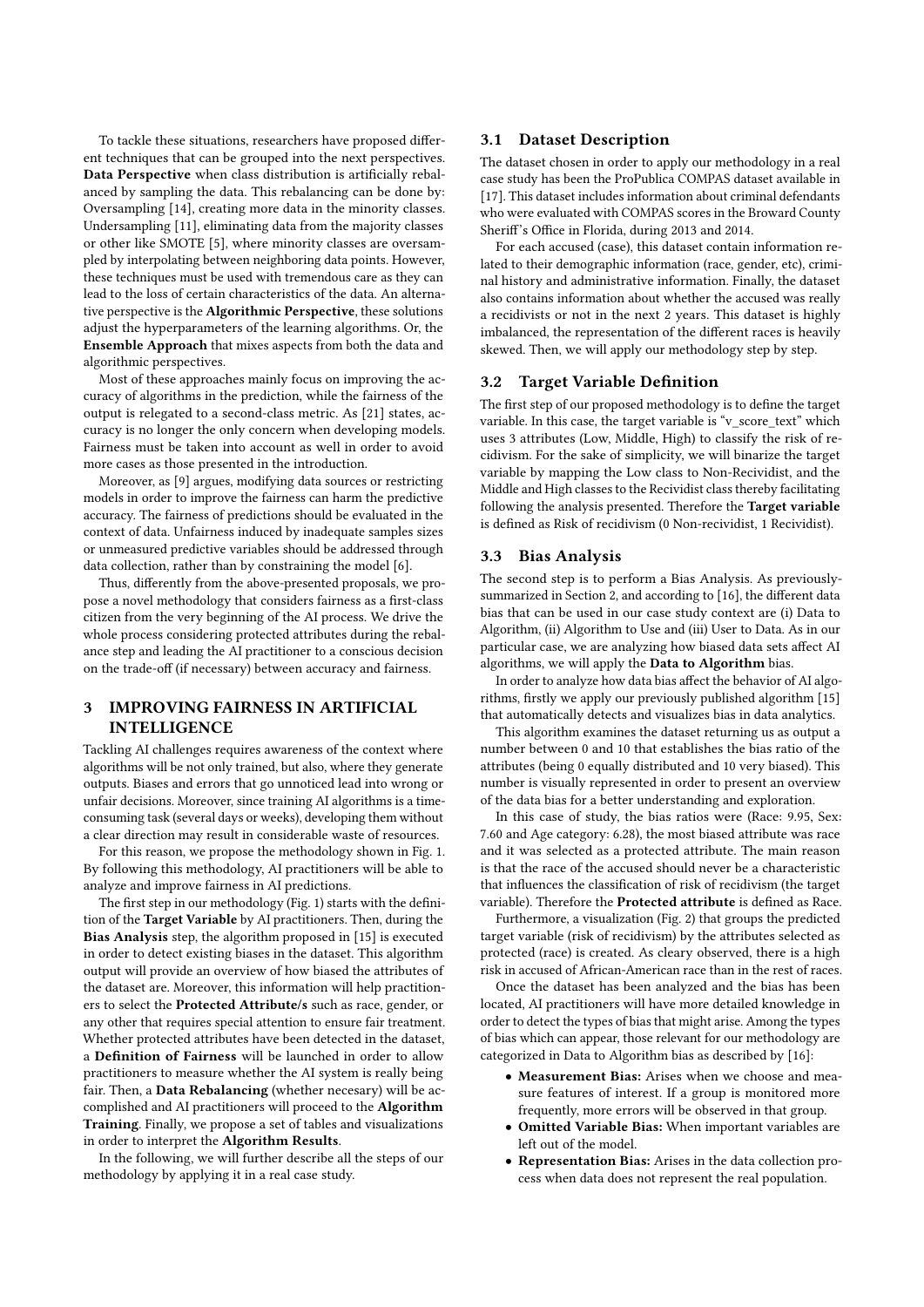To tackle these situations, researchers have proposed different techniques that can be grouped into the next perspectives. **Data Perspective** when class distribution is artificially rebalanced by sampling the data. This rebalancing can be done by: Oversampling [14], creating more data in the minority classes. Undersampling [11], eliminating data from the majority classes or other like SMOTE [5], where minority classes are oversampled by interpolating between neighboring data points. However, these techniques must be used with tremendous care as they can lead to the loss of certain characteristics of the data. An alternative perspective is the **Algorithmic Perspective**, these solutions adjust the hyperparameters of the learning algorithms. Or, the **Ensemble Approach** that mixes aspects from both the data and algorithmic perspectives.

Most of these approaches mainly focus on improving the accuracy of algorithms in the prediction, while the fairness of the output is relegated to a second-class metric. As [21] states, accuracy is no longer the only concern when developing models. Fairness must be taken into account as well in order to avoid more cases as those presented in the introduction.

Moreover, as [9] argues, modifying data sources or restricting models in order to improve the fairness can harm the predictive accuracy. The fairness of predictions should be evaluated in the context of data. Unfairness induced by inadequate samples sizes or unmeasured predictive variables should be addressed through data collection, rather than by constraining the model [6].

Thus, differently from the above-presented proposals, we propose a novel methodology that considers fairness as a first-class citizen from the very beginning of the AI process. We drive the whole process considering protected attributes during the rebalance step and leading the AI practitioner to a conscious decision on the trade-off (if necessary) between accuracy and fairness.

## 3 IMPROVING FAIRNESS IN ARTIFICIAL INTELLIGENCE

Tackling AI challenges requires awareness of the context where algorithms will be not only trained, but also, where they generate outputs. Biases and errors that go unnoticed lead into wrong or unfair decisions. Moreover, since training AI algorithms is a time-consuming task (several days or weeks), developing them without a clear direction may result in considerable waste of resources.

For this reason, we propose the methodology shown in Fig. 1. By following this methodology, AI practitioners will be able to analyze and improve fairness in AI predictions.

The first step in our methodology (Fig. 1) starts with the definition of the **Target Variable** by AI practitioners. Then, during the **Bias Analysis** step, the algorithm proposed in [15] is executed in order to detect existing biases in the dataset. This algorithm output will provide an overview of how biased the attributes of the dataset are. Moreover, this information will help practitioners to select the **Protected Attribute/s** such as race, gender, or any other that requires special attention to ensure fair treatment. Whether protected attributes have been detected in the dataset, a **Definition of Fairness** will be launched in order to allow practitioners to measure whether the AI system is really being fair. Then, a **Data Rebalancing** (whether necesary) will be accomplished and AI practitioners will proceed to the **Algorithm Training**. Finally, we propose a set of tables and visualizations in order to interpret the **Algorithm Results**.

In the following, we will further describe all the steps of our methodology by applying it in a real case study.

### 3.1 Dataset Description

The dataset chosen in order to apply our methodology in a real case study has been the ProPublica COMPAS dataset available in [17]. This dataset includes information about criminal defendants who were evaluated with COMPAS scores in the Broward County Sheriff's Office in Florida, during 2013 and 2014.

For each accused (case), this dataset contain information related to their demographic information (race, gender, etc), criminal history and administrative information. Finally, the dataset also contains information about whether the accused was really a recidivists or not in the next 2 years. This dataset is highly imbalanced, the representation of the different races is heavily skewed. Then, we will apply our methodology step by step.

### 3.2 Target Variable Definition

The first step of our proposed methodology is to define the target variable. In this case, the target variable is "v_score_text" which uses 3 attributes (Low, Middle, High) to classify the risk of recidivism. For the sake of simplicity, we will binarize the target variable by mapping the Low class to Non-Recividist, and the Middle and High classes to the Recividist class thereby facilitating following the analysis presented. Therefore the **Target variable** is defined as Risk of recidivism (0 Non-recividist, 1 Recividist).

### 3.3 Bias Analysis

The second step is to perform a Bias Analysis. As previously-summarized in Section 2, and according to [16], the different data bias that can be used in our case study context are (i) Data to Algorithm, (ii) Algorithm to Use and (iii) User to Data. As in our particular case, we are analyzing how biased data sets affect AI algorithms, we will apply the **Data to Algorithm** bias.

In order to analyze how data bias affect the behavior of AI algorithms, firstly we apply our previously published algorithm [15] that automatically detects and visualizes bias in data analytics.

This algorithm examines the dataset returning us as output a number between 0 and 10 that establishes the bias ratio of the attributes (being 0 equally distributed and 10 very biased). This number is visually represented in order to present an overview of the data bias for a better understanding and exploration.

In this case of study, the bias ratios were (Race: 9.95, Sex: 7.60 and Age category: 6.28), the most biased attribute was race and it was selected as a protected attribute. The main reason is that the race of the accused should never be a characteristic that influences the classification of risk of recidivism (the target variable). Therefore the **Protected attribute** is defined as Race.

Furthermore, a visualization (Fig. 2) that groups the predicted target variable (risk of recidivism) by the attributes selected as protected (race) is created. As cleary observed, there is a high risk in accused of African-American race than in the rest of races.

Once the dataset has been analyzed and the bias has been located, AI practitioners will have more detailed knowledge in order to detect the types of bias that might arise. Among the types of bias which can appear, those relevant for our methodology are categorized in Data to Algorithm bias as described by [16]:

- **Measurement Bias:** Arises when we choose and measure features of interest. If a group is monitored more frequently, more errors will be observed in that group.
- **Omitted Variable Bias:** When important variables are left out of the model.
- **Representation Bias:** Arises in the data collection process when data does not represent the real population.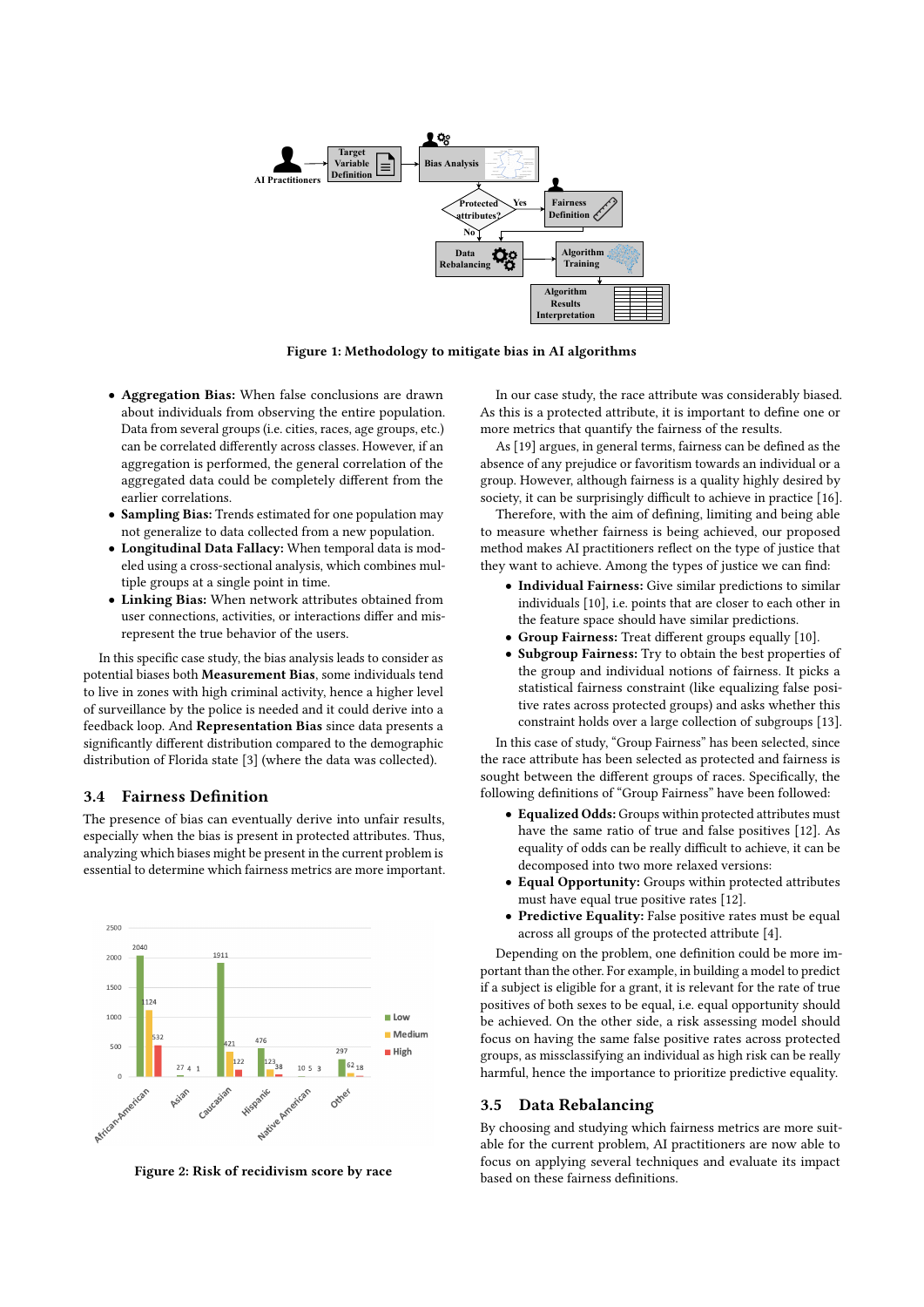Figure 1: Methodology to mitigate bias in AI algorithms

- **Aggregation Bias:** When false conclusions are drawn about individuals from observing the entire population. Data from several groups (i.e. cities, races, age groups, etc.) can be correlated differently across classes. However, if an aggregation is performed, the general correlation of the aggregated data could be completely different from the earlier correlations.
- **Sampling Bias:** Trends estimated for one population may not generalize to data collected from a new population.
- **Longitudinal Data Fallacy:** When temporal data is modeled using a cross-sectional analysis, which combines multiple groups at a single point in time.
- **Linking Bias:** When network attributes obtained from user connections, activities, or interactions differ and misrepresent the true behavior of the users.

In this specific case study, the bias analysis leads to consider as potential biases both **Measurement Bias**, some individuals tend to live in zones with high criminal activity, hence a higher level of surveillance by the police is needed and it could derive into a feedback loop. And **Representation Bias** since data presents a significantly different distribution compared to the demographic distribution of Florida state [3] (where the data was collected).

## 3.4 Fairness Definition

The presence of bias can eventually derive into unfair results, especially when the bias is present in protected attributes. Thus, analyzing which biases might be present in the current problem is essential to determine which fairness metrics are more important.

Figure 2: Risk of recidivism score by race

In our case study, the race attribute was considerably biased. As this is a protected attribute, it is important to define one or more metrics that quantify the fairness of the results.

As [19] argues, in general terms, fairness can be defined as the absence of any prejudice or favoritism towards an individual or a group. However, although fairness is a quality highly desired by society, it can be surprisingly difficult to achieve in practice [16].

Therefore, with the aim of defining, limiting and being able to measure whether fairness is being achieved, our proposed method makes AI practitioners reflect on the type of justice that they want to achieve. Among the types of justice we can find:

- **Individual Fairness:** Give similar predictions to similar individuals [10], i.e. points that are closer to each other in the feature space should have similar predictions.
- **Group Fairness:** Treat different groups equally [10].
- **Subgroup Fairness:** Try to obtain the best properties of the group and individual notions of fairness. It picks a statistical fairness constraint (like equalizing false positive rates across protected groups) and asks whether this constraint holds over a large collection of subgroups [13].

In this case of study, "Group Fairness" has been selected, since the race attribute has been selected as protected and fairness is sought between the different groups of races. Specifically, the following definitions of "Group Fairness" have been followed:

- **Equalized Odds:** Groups within protected attributes must have the same ratio of true and false positives [12]. As equality of odds can be really difficult to achieve, it can be decomposed into two more relaxed versions:
- **Equal Opportunity:** Groups within protected attributes must have equal true positive rates [12].
- **Predictive Equality:** False positive rates must be equal across all groups of the protected attribute [4].

Depending on the problem, one definition could be more important than the other. For example, in building a model to predict if a subject is eligible for a grant, it is relevant for the rate of true positives of both sexes to be equal, i.e. equal opportunity should be achieved. On the other side, a risk assessing model should focus on having the same false positive rates across protected groups, as missclassifying an individual as high risk can be really harmful, hence the importance to prioritize predictive equality.

## 3.5 Data Rebalancing

By choosing and studying which fairness metrics are more suitable for the current problem, AI practitioners are now able to focus on applying several techniques and evaluate its impact based on these fairness definitions.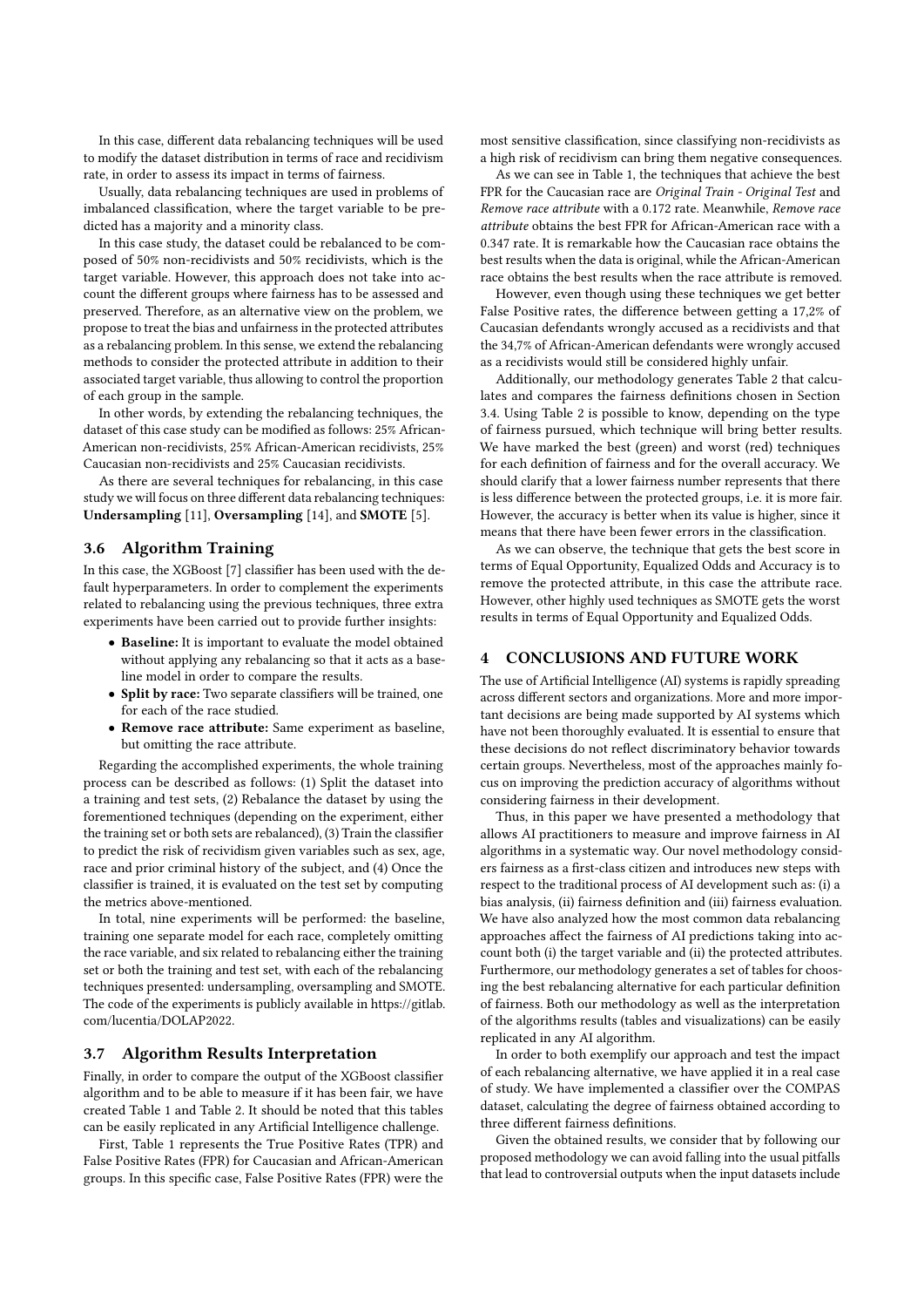In this case, different data rebalancing techniques will be used to modify the dataset distribution in terms of race and recidivism rate, in order to assess its impact in terms of fairness.

Usually, data rebalancing techniques are used in problems of imbalanced classification, where the target variable to be predicted has a majority and a minority class.

In this case study, the dataset could be rebalanced to be composed of 50% non-recidivists and 50% recidivists, which is the target variable. However, this approach does not take into account the different groups where fairness has to be assessed and preserved. Therefore, as an alternative view on the problem, we propose to treat the bias and unfairness in the protected attributes as a rebalancing problem. In this sense, we extend the rebalancing methods to consider the protected attribute in addition to their associated target variable, thus allowing to control the proportion of each group in the sample.

In other words, by extending the rebalancing techniques, the dataset of this case study can be modified as follows: 25% African-American non-recidivists, 25% African-American recidivists, 25% Caucasian non-recidivists and 25% Caucasian recidivists.

As there are several techniques for rebalancing, in this case study we will focus on three different data rebalancing techniques: **Undersampling** [11], **Oversampling** [14], and **SMOTE** [5].

### 3.6 Algorithm Training

In this case, the XGBoost [7] classifier has been used with the default hyperparameters. In order to complement the experiments related to rebalancing using the previous techniques, three extra experiments have been carried out to provide further insights:

- **Baseline:** It is important to evaluate the model obtained without applying any rebalancing so that it acts as a baseline model in order to compare the results.
- **Split by race:** Two separate classifiers will be trained, one for each of the race studied.
- **Remove race attribute:** Same experiment as baseline, but omitting the race attribute.

Regarding the accomplished experiments, the whole training process can be described as follows: (1) Split the dataset into a training and test sets, (2) Rebalance the dataset by using the forementioned techniques (depending on the experiment, either the training set or both sets are rebalanced), (3) Train the classifier to predict the risk of recidivism given variables such as sex, age, race and prior criminal history of the subject, and (4) Once the classifier is trained, it is evaluated on the test set by computing the metrics above-mentioned.

In total, nine experiments will be performed: the baseline, training one separate model for each race, completely omitting the race variable, and six related to rebalancing either the training set or both the training and test set, with each of the rebalancing techniques presented: undersampling, oversampling and SMOTE. The code of the experiments is publicly available in https://gitlab.com/lucentia/DOLAP2022.

### 3.7 Algorithm Results Interpretation

Finally, in order to compare the output of the XGBoost classifier algorithm and to be able to measure if it has been fair, we have created Table 1 and Table 2. It should be noted that this tables can be easily replicated in any Artificial Intelligence challenge.

First, Table 1 represents the True Positive Rates (TPR) and False Positive Rates (FPR) for Caucasian and African-American groups. In this specific case, False Positive Rates (FPR) were the most sensitive classification, since classifying non-recidivists as a high risk of recidivism can bring them negative consequences.

As we can see in Table 1, the techniques that achieve the best FPR for the Caucasian race are *Original Train - Original Test* and *Remove race attribute* with a 0.172 rate. Meanwhile, *Remove race attribute* obtains the best FPR for African-American race with a 0.347 rate. It is remarkable how the Caucasian race obtains the best results when the data is original, while the African-American race obtains the best results when the race attribute is removed.

However, even though using these techniques we get better False Positive rates, the difference between getting a 17,2% of Caucasian defendants wrongly accused as a recidivists and that the 34,7% of African-American defendants were wrongly accused as a recidivists would still be considered highly unfair.

Additionally, our methodology generates Table 2 that calculates and compares the fairness definitions chosen in Section 3.4. Using Table 2 is possible to know, depending on the type of fairness pursued, which technique will bring better results. We have marked the best (green) and worst (red) techniques for each definition of fairness and for the overall accuracy. We should clarify that a lower fairness number represents that there is less difference between the protected groups, i.e. it is more fair. However, the accuracy is better when its value is higher, since it means that there have been fewer errors in the classification.

As we can observe, the technique that gets the best score in terms of Equal Opportunity, Equalized Odds and Accuracy is to remove the protected attribute, in this case the attribute race. However, other highly used techniques as SMOTE gets the worst results in terms of Equal Opportunity and Equalized Odds.

## 4 CONCLUSIONS AND FUTURE WORK

The use of Artificial Intelligence (AI) systems is rapidly spreading across different sectors and organizations. More and more important decisions are being made supported by AI systems which have not been thoroughly evaluated. It is essential to ensure that these decisions do not reflect discriminatory behavior towards certain groups. Nevertheless, most of the approaches mainly focus on improving the prediction accuracy of algorithms without considering fairness in their development.

Thus, in this paper we have presented a methodology that allows AI practitioners to measure and improve fairness in AI algorithms in a systematic way. Our novel methodology considers fairness as a first-class citizen and introduces new steps with respect to the traditional process of AI development such as: (i) a bias analysis, (ii) fairness definition and (iii) fairness evaluation. We have also analyzed how the most common data rebalancing approaches affect the fairness of AI predictions taking into account both (i) the target variable and (ii) the protected attributes. Furthermore, our methodology generates a set of tables for choosing the best rebalancing alternative for each particular definition of fairness. Both our methodology as well as the interpretation of the algorithms results (tables and visualizations) can be easily replicated in any AI algorithm.

In order to both exemplify our approach and test the impact of each rebalancing alternative, we have applied it in a real case of study. We have implemented a classifier over the COMPAS dataset, calculating the degree of fairness obtained according to three different fairness definitions.

Given the obtained results, we consider that by following our proposed methodology we can avoid falling into the usual pitfalls that lead to controversial outputs when the input datasets include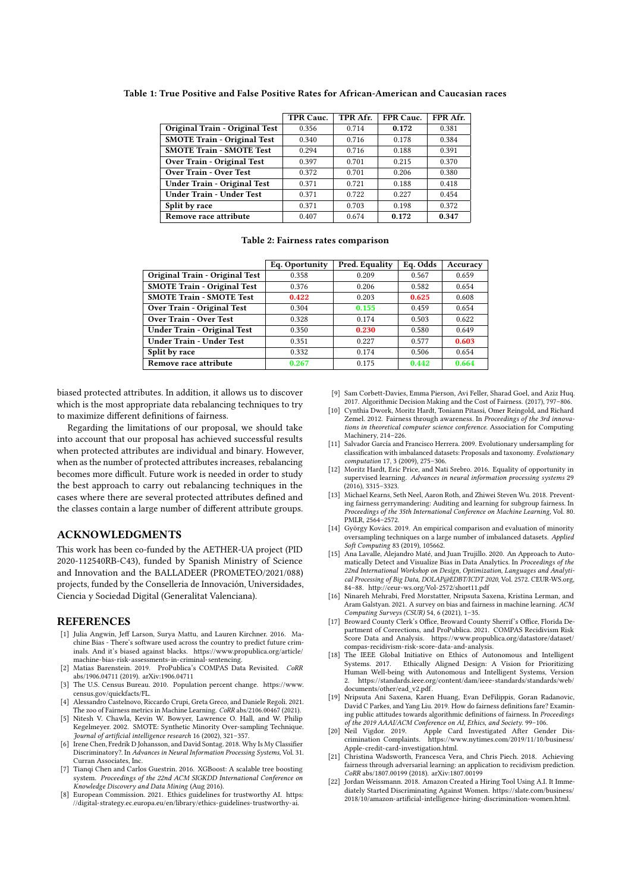Table 1: True Positive and False Positive Rates for African-American and Caucasian races

| | TPR Cauc. | TPR Afr. | FPR Cauc. | FPR Afr. |
|---|---|---|---|---|
| **Original Train - Original Test** | 0.356 | 0.714 | **0.172** | 0.381 |
| **SMOTE Train - Original Test** | 0.340 | 0.716 | 0.178 | 0.384 |
| **SMOTE Train - SMOTE Test** | 0.294 | 0.716 | 0.188 | 0.391 |
| **Over Train - Original Test** | 0.397 | 0.701 | 0.215 | 0.370 |
| **Over Train - Over Test** | 0.372 | 0.701 | 0.206 | 0.380 |
| **Under Train - Original Test** | 0.371 | 0.721 | 0.188 | 0.418 |
| **Under Train - Under Test** | 0.371 | 0.722 | 0.227 | 0.454 |
| **Split by race** | 0.371 | 0.703 | 0.198 | 0.372 |
| **Remove race attribute** | 0.407 | 0.674 | **0.172** | **0.347** |

Table 2: Fairness rates comparison

| | Eq. Oportunity | Pred. Equality | Eq. Odds | Accuracy |
|---|---|---|---|---|
| **Original Train - Original Test** | 0.358 | 0.209 | 0.567 | 0.659 |
| **SMOTE Train - Original Test** | 0.376 | 0.206 | 0.582 | 0.654 |
| **SMOTE Train - SMOTE Test** | **0.422** | 0.203 | **0.625** | 0.608 |
| **Over Train - Original Test** | 0.304 | **0.155** | 0.459 | 0.654 |
| **Over Train - Over Test** | 0.328 | 0.174 | 0.503 | 0.622 |
| **Under Train - Original Test** | 0.350 | **0.230** | 0.580 | 0.649 |
| **Under Train - Under Test** | 0.351 | 0.227 | 0.577 | **0.603** |
| **Split by race** | 0.332 | 0.174 | 0.506 | 0.654 |
| **Remove race attribute** | **0.267** | 0.175 | **0.442** | **0.664** |

biased protected attributes. In addition, it allows us to discover which is the most appropriate data rebalancing techniques to try to maximize different definitions of fairness.

Regarding the limitations of our proposal, we should take into account that our proposal has achieved successful results when protected attributes are individual and binary. However, when as the number of protected attributes increases, rebalancing becomes more difficult. Future work is needed in order to study the best approach to carry out rebalancing techniques in the cases where there are several protected attributes defined and the classes contain a large number of different attribute groups.

## ACKNOWLEDGMENTS

This work has been co-funded by the AETHER-UA project (PID 2020-112540RB-C43), funded by Spanish Ministry of Science and Innovation and the BALLADEER (PROMETEO/2021/088) projects, funded by the Conselleria de Innovación, Universidades, Ciencia y Sociedad Digital (Generalitat Valenciana).

## REFERENCES

- [1] Julia Angwin, Jeff Larson, Surya Mattu, and Lauren Kirchner. 2016. Machine Bias - There's software used across the country to predict future criminals. And it's biased against blacks. https://www.propublica.org/article/machine-bias-risk-assessments-in-criminal-sentencing.
- [2] Matias Barenstein. 2019. ProPublica's COMPAS Data Revisited. *CoRR* abs/1906.04711 (2019). arXiv:1906.04711
- [3] The U.S. Census Bureau. 2010. Population percent change. https://www.census.gov/quickfacts/FL.
- [4] Alessandro Castelnovo, Riccardo Crupi, Greta Greco, and Daniele Regoli. 2021. The zoo of Fairness metrics in Machine Learning. *CoRR* abs/2106.00467 (2021).
- [5] Nitesh V. Chawla, Kevin W. Bowyer, Lawrence O. Hall, and W. Philip Kegelmeyer. 2002. SMOTE: Synthetic Minority Over-sampling Technique. *Journal of artificial intelligence research* 16 (2002), 321–357.
- [6] Irene Chen, Fredrik D Johansson, and David Sontag. 2018. Why Is My Classifier Discriminatory?. In *Advances in Neural Information Processing Systems*, Vol. 31. Curran Associates, Inc.
- [7] Tianqi Chen and Carlos Guestrin. 2016. XGBoost: A scalable tree boosting system. *Proceedings of the 22nd ACM SIGKDD International Conference on Knowledge Discovery and Data Mining* (Aug 2016).
- [8] European Commission. 2021. Ethics guidelines for trustworthy AI. https://digital-strategy.ec.europa.eu/en/library/ethics-guidelines-trustworthy-ai.
- [9] Sam Corbett-Davies, Emma Pierson, Avi Feller, Sharad Goel, and Aziz Huq. 2017. Algorithmic Decision Making and the Cost of Fairness. (2017), 797–806.
- [10] Cynthia Dwork, Moritz Hardt, Toniann Pitassi, Omer Reingold, and Richard Zemel. 2012. Fairness through awareness. In *Proceedings of the 3rd innovations in theoretical computer science conference*. Association for Computing Machinery, 214–226.
- [11] Salvador García and Francisco Herrera. 2009. Evolutionary undersampling for classification with imbalanced datasets: Proposals and taxonomy. *Evolutionary computation* 17, 3 (2009), 275–306.
- [12] Moritz Hardt, Eric Price, and Nati Srebro. 2016. Equality of opportunity in supervised learning. *Advances in neural information processing systems* 29 (2016), 3315–3323.
- [13] Michael Kearns, Seth Neel, Aaron Roth, and Zhiwei Steven Wu. 2018. Preventing fairness gerrymandering: Auditing and learning for subgroup fairness. In *Proceedings of the 35th International Conference on Machine Learning*, Vol. 80. PMLR, 2564–2572.
- [14] György Kovács. 2019. An empirical comparison and evaluation of minority oversampling techniques on a large number of imbalanced datasets. *Applied Soft Computing* 83 (2019), 105662.
- [15] Ana Lavalle, Alejandro Maté, and Juan Trujillo. 2020. An Approach to Automatically Detect and Visualize Bias in Data Analytics. In *Proceedings of the 22nd International Workshop on Design, Optimization, Languages and Analytical Processing of Big Data, DOLAP@EDBT/ICDT 2020*, Vol. 2572. CEUR-WS.org, 84–88. http://ceur-ws.org/Vol-2572/short11.pdf
- [16] Ninareh Mehrabi, Fred Morstatter, Nripsuta Saxena, Kristina Lerman, and Aram Galstyan. 2021. A survey on bias and fairness in machine learning. *ACM Computing Surveys (CSUR)* 54, 6 (2021), 1–35.
- [17] Broward County Clerk's Office, Broward County Sherrif's Office, Florida Department of Corrections, and ProPublica. 2021. COMPAS Recidivism Risk Score Data and Analysis. https://www.propublica.org/datastore/dataset/compas-recidivism-risk-score-data-and-analysis.
- [18] The IEEE Global Initiative on Ethics of Autonomous and Intelligent Systems. 2017. Ethically Aligned Design: A Vision for Prioritizing Human Well-being with Autonomous and Intelligent Systems, Version 2. https://standards.ieee.org/content/dam/ieee-standards/standards/web/documents/other/ead_v2.pdf.
- [19] Nripsuta Ani Saxena, Karen Huang, Evan DeFilippis, Goran Radanovic, David C Parkes, and Yang Liu. 2019. How do fairness definitions fare? Examining public attitudes towards algorithmic definitions of fairness. In *Proceedings of the 2019 AAAI/ACM Conference on AI, Ethics, and Society*. 99–106.
- [20] Neil Vigdor. 2019. Apple Card Investigated After Gender Discrimination Complaints. https://www.nytimes.com/2019/11/10/business/Apple-credit-card-investigation.html.
- [21] Christina Wadsworth, Francesca Vera, and Chris Piech. 2018. Achieving fairness through adversarial learning: an application to recidivism prediction. *CoRR* abs/1807.00199 (2018). arXiv:1807.00199
- [22] Jordan Weissmann. 2018. Amazon Created a Hiring Tool Using A.I. It Immediately Started Discriminating Against Women. https://slate.com/business/2018/10/amazon-artificial-intelligence-hiring-discrimination-women.html.